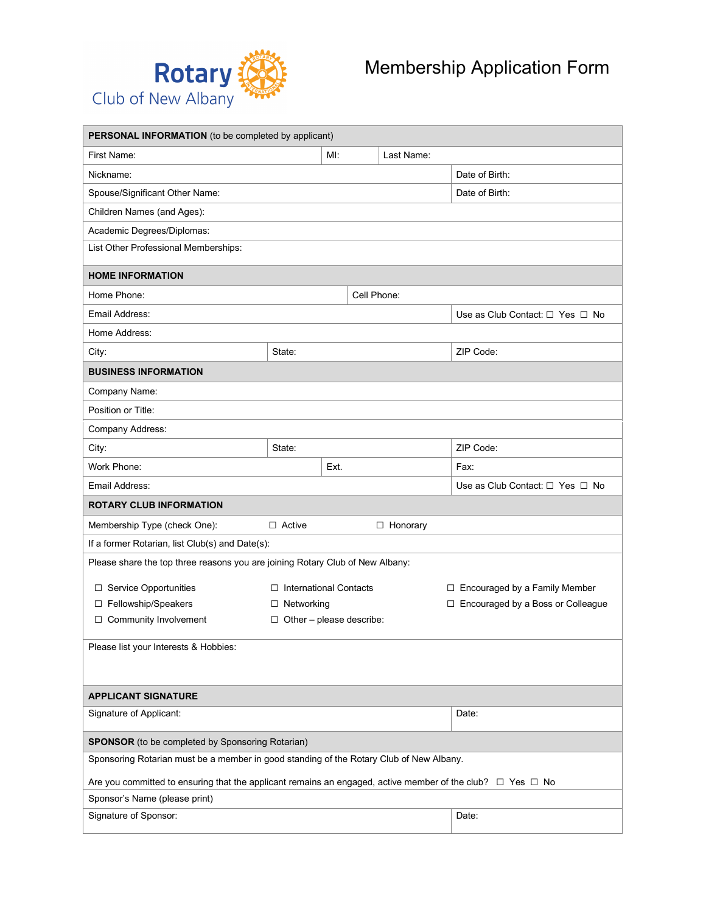Rotary
Club of New Albany

# Membership Application Form

| | | | |
|---|---|---|---|
| **PERSONAL INFORMATION** (to be completed by applicant) | | | |
| First Name: | MI: | Last Name: | |
| Nickname: | | | Date of Birth: |
| Spouse/Significant Other Name: | | | Date of Birth: |
| Children Names (and Ages): | | | |
| Academic Degrees/Diplomas: | | | |
| List Other Professional Memberships: | | | |
| **HOME INFORMATION** | | | |
| Home Phone: | | Cell Phone: | |
| Email Address: | | | Use as Club Contact: ☐ Yes ☐ No |
| Home Address: | | | |
| City: | State: | | ZIP Code: |
| **BUSINESS INFORMATION** | | | |
| Company Name: | | | |
| Position or Title: | | | |
| Company Address: | | | |
| City: | State: | | ZIP Code: |
| Work Phone: | Ext. | | Fax: |
| Email Address: | | | Use as Club Contact: ☐ Yes ☐ No |
| **ROTARY CLUB INFORMATION** | | | |
| Membership Type (check One): | ☐ Active | ☐ Honorary | |
| If a former Rotarian, list Club(s) and Date(s): | | | |

Please share the top three reasons you are joining Rotary Club of New Albany:

- ☐ Service Opportunities
- ☐ Fellowship/Speakers
- ☐ Community Involvement
- ☐ International Contacts
- ☐ Networking
- ☐ Other – please describe:
- ☐ Encouraged by a Family Member
- ☐ Encouraged by a Boss or Colleague

Please list your Interests & Hobbies:

| | |
|---|---|
| **APPLICANT SIGNATURE** | |
| Signature of Applicant: | Date: |
| **SPONSOR** (to be completed by Sponsoring Rotarian) | |

Sponsoring Rotarian must be a member in good standing of the Rotary Club of New Albany.

Are you committed to ensuring that the applicant remains an engaged, active member of the club? ☐ Yes ☐ No

| | |
|---|---|
| Sponsor's Name (please print) | |
| Signature of Sponsor: | Date: |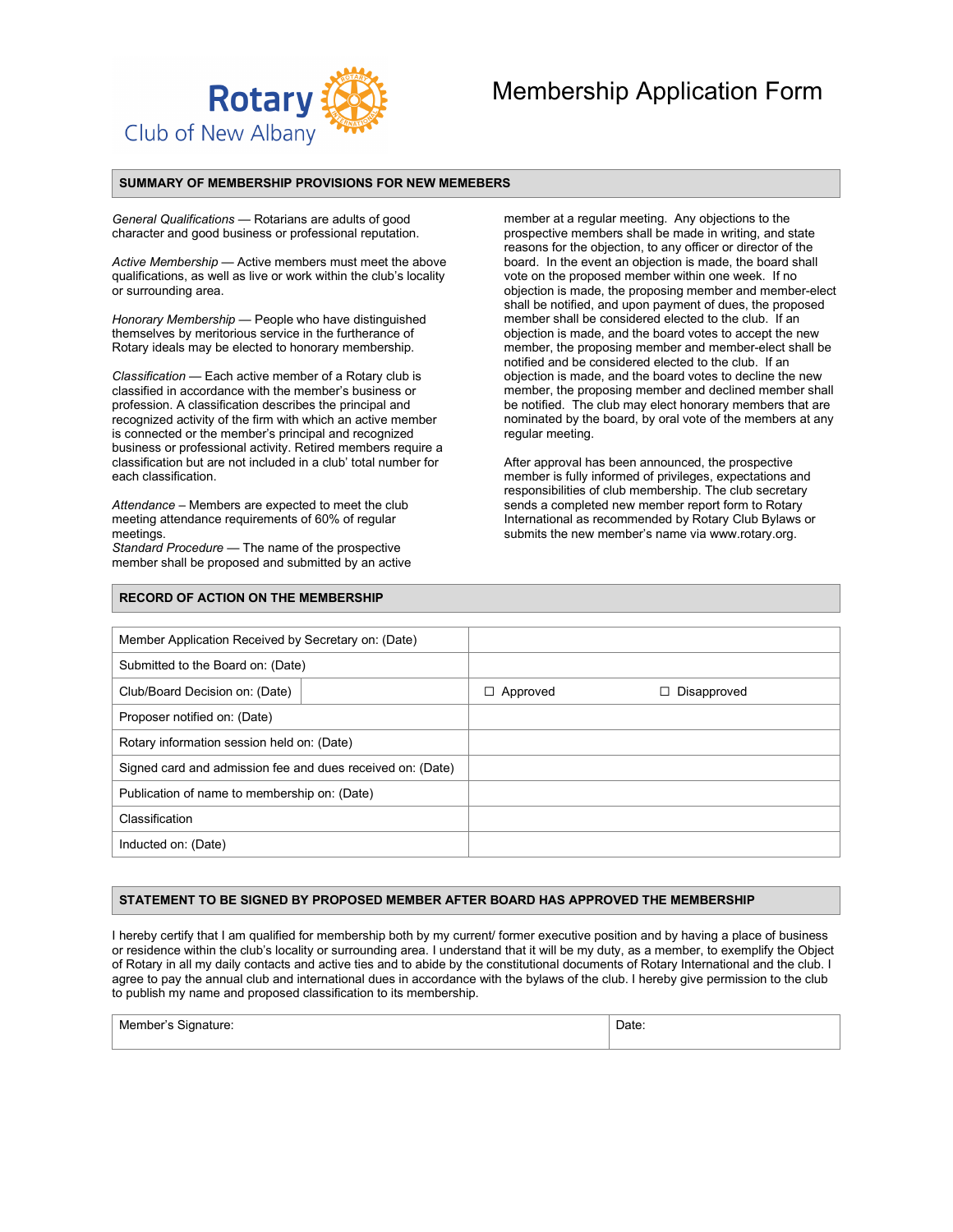Rotary Club of New Albany

# Membership Application Form

## SUMMARY OF MEMBERSHIP PROVISIONS FOR NEW MEMEBERS

*General Qualifications* — Rotarians are adults of good character and good business or professional reputation.

*Active Membership* — Active members must meet the above qualifications, as well as live or work within the club's locality or surrounding area.

*Honorary Membership* — People who have distinguished themselves by meritorious service in the furtherance of Rotary ideals may be elected to honorary membership.

*Classification* — Each active member of a Rotary club is classified in accordance with the member's business or profession. A classification describes the principal and recognized activity of the firm with which an active member is connected or the member's principal and recognized business or professional activity. Retired members require a classification but are not included in a club' total number for each classification.

*Attendance* – Members are expected to meet the club meeting attendance requirements of 60% of regular meetings.

*Standard Procedure* — The name of the prospective member shall be proposed and submitted by an active member at a regular meeting. Any objections to the prospective members shall be made in writing, and state reasons for the objection, to any officer or director of the board. In the event an objection is made, the board shall vote on the proposed member within one week. If no objection is made, the proposing member and member-elect shall be notified, and upon payment of dues, the proposed member shall be considered elected to the club. If an objection is made, and the board votes to accept the new member, the proposing member and member-elect shall be notified and be considered elected to the club. If an objection is made, and the board votes to decline the new member, the proposing member and declined member shall be notified. The club may elect honorary members that are nominated by the board, by oral vote of the members at any regular meeting.

After approval has been announced, the prospective member is fully informed of privileges, expectations and responsibilities of club membership. The club secretary sends a completed new member report form to Rotary International as recommended by Rotary Club Bylaws or submits the new member's name via www.rotary.org.

## RECORD OF ACTION ON THE MEMBERSHIP

| | | | |
|---|---|---|---|
| Member Application Received by Secretary on: (Date) | | | |
| Submitted to the Board on: (Date) | | | |
| Club/Board Decision on: (Date) | | ☐ Approved | ☐ Disapproved |
| Proposer notified on: (Date) | | | |
| Rotary information session held on: (Date) | | | |
| Signed card and admission fee and dues received on: (Date) | | | |
| Publication of name to membership on: (Date) | | | |
| Classification | | | |
| Inducted on: (Date) | | | |

## STATEMENT TO BE SIGNED BY PROPOSED MEMBER AFTER BOARD HAS APPROVED THE MEMBERSHIP

I hereby certify that I am qualified for membership both by my current/ former executive position and by having a place of business or residence within the club's locality or surrounding area. I understand that it will be my duty, as a member, to exemplify the Object of Rotary in all my daily contacts and active ties and to abide by the constitutional documents of Rotary International and the club. I agree to pay the annual club and international dues in accordance with the bylaws of the club. I hereby give permission to the club to publish my name and proposed classification to its membership.

| | |
|---|---|
| Member's Signature: | Date: |